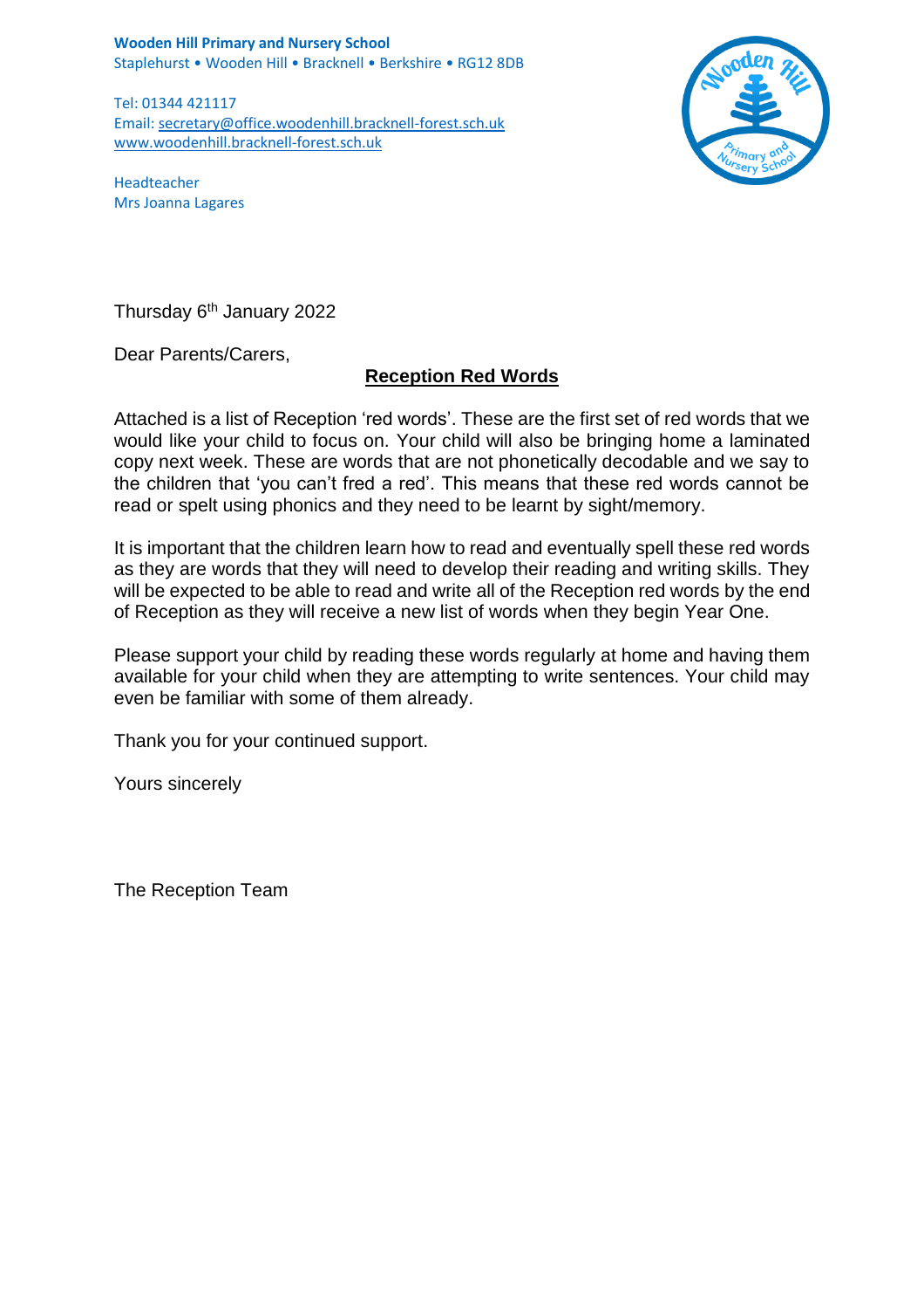**Wooden Hill Primary and Nursery School**
Staplehurst • Wooden Hill • Bracknell • Berkshire • RG12 8DB

Tel: 01344 421117
Email: secretary@office.woodenhill.bracknell-forest.sch.uk
www.woodenhill.bracknell-forest.sch.uk

Headteacher
Mrs Joanna Lagares

Thursday 6th January 2022

Dear Parents/Carers,

## Reception Red Words

Attached is a list of Reception 'red words'. These are the first set of red words that we would like your child to focus on. Your child will also be bringing home a laminated copy next week. These are words that are not phonetically decodable and we say to the children that 'you can't fred a red'. This means that these red words cannot be read or spelt using phonics and they need to be learnt by sight/memory.

It is important that the children learn how to read and eventually spell these red words as they are words that they will need to develop their reading and writing skills. They will be expected to be able to read and write all of the Reception red words by the end of Reception as they will receive a new list of words when they begin Year One.

Please support your child by reading these words regularly at home and having them available for your child when they are attempting to write sentences. Your child may even be familiar with some of them already.

Thank you for your continued support.

Yours sincerely

The Reception Team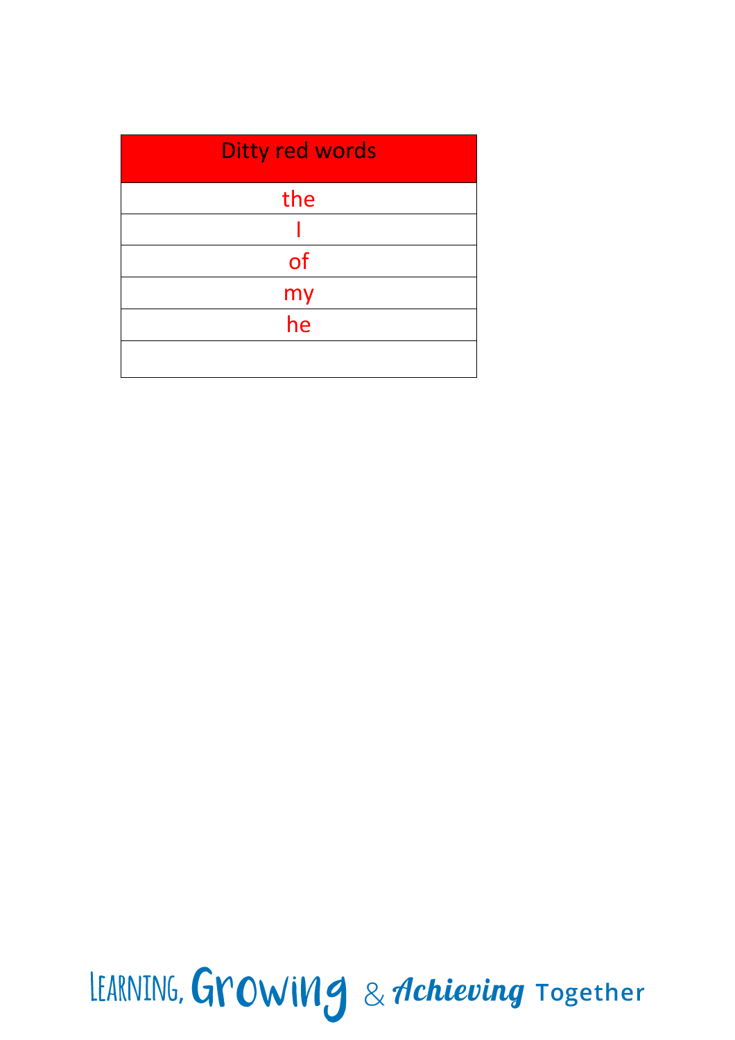| Ditty red words |
| --- |
| the |
| I |
| of |
| my |
| he |
| |